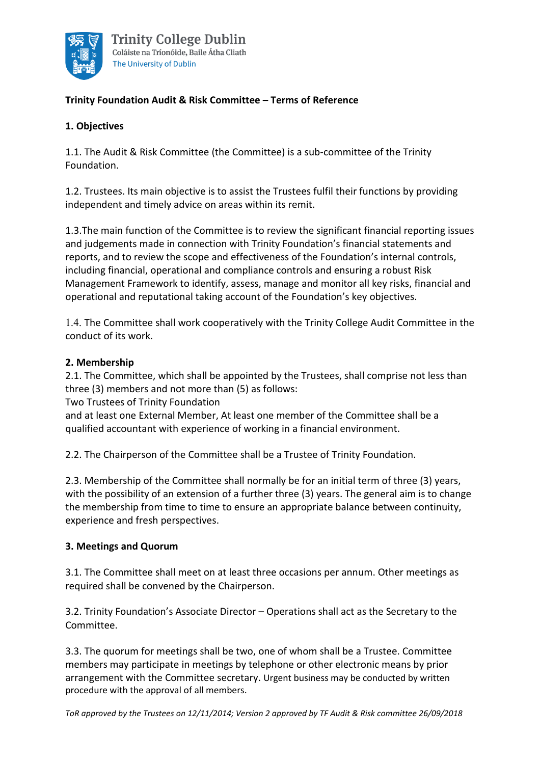Trinity College Dublin
Coláiste na Tríonóide, Baile Átha Cliath
The University of Dublin

**Trinity Foundation Audit & Risk Committee – Terms of Reference**

**1. Objectives**

1.1. The Audit & Risk Committee (the Committee) is a sub-committee of the Trinity Foundation.

1.2. Trustees. Its main objective is to assist the Trustees fulfil their functions by providing independent and timely advice on areas within its remit.

1.3.The main function of the Committee is to review the significant financial reporting issues and judgements made in connection with Trinity Foundation's financial statements and reports, and to review the scope and effectiveness of the Foundation's internal controls, including financial, operational and compliance controls and ensuring a robust Risk Management Framework to identify, assess, manage and monitor all key risks, financial and operational and reputational taking account of the Foundation's key objectives.

1.4. The Committee shall work cooperatively with the Trinity College Audit Committee in the conduct of its work.

**2. Membership**

2.1. The Committee, which shall be appointed by the Trustees, shall comprise not less than three (3) members and not more than (5) as follows:
Two Trustees of Trinity Foundation
and at least one External Member, At least one member of the Committee shall be a qualified accountant with experience of working in a financial environment.

2.2. The Chairperson of the Committee shall be a Trustee of Trinity Foundation.

2.3. Membership of the Committee shall normally be for an initial term of three (3) years, with the possibility of an extension of a further three (3) years. The general aim is to change the membership from time to time to ensure an appropriate balance between continuity, experience and fresh perspectives.

**3. Meetings and Quorum**

3.1. The Committee shall meet on at least three occasions per annum. Other meetings as required shall be convened by the Chairperson.

3.2. Trinity Foundation's Associate Director – Operations shall act as the Secretary to the Committee.

3.3. The quorum for meetings shall be two, one of whom shall be a Trustee. Committee members may participate in meetings by telephone or other electronic means by prior arrangement with the Committee secretary. Urgent business may be conducted by written procedure with the approval of all members.

*ToR approved by the Trustees on 12/11/2014; Version 2 approved by TF Audit & Risk committee 26/09/2018*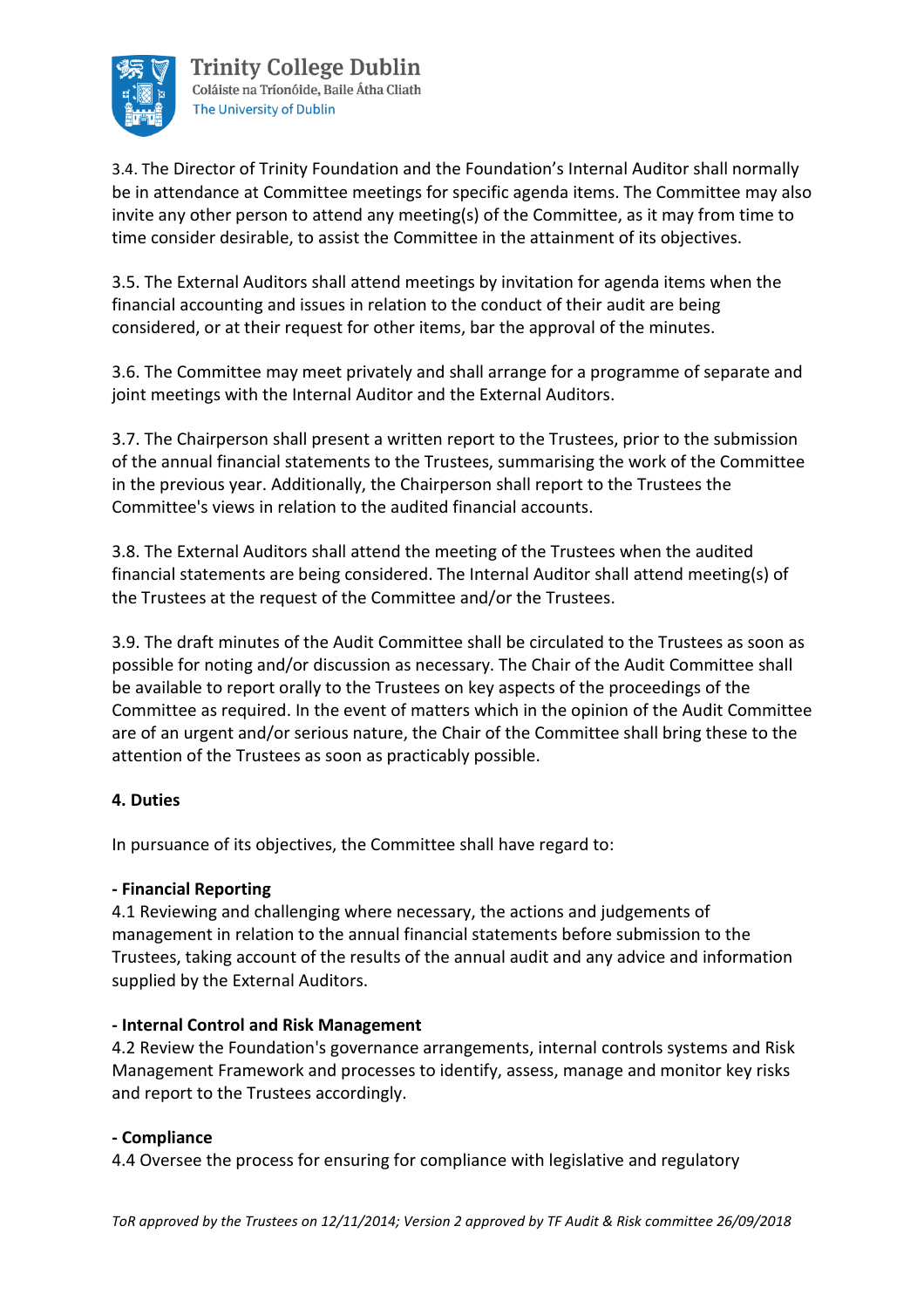3.4. The Director of Trinity Foundation and the Foundation's Internal Auditor shall normally be in attendance at Committee meetings for specific agenda items. The Committee may also invite any other person to attend any meeting(s) of the Committee, as it may from time to time consider desirable, to assist the Committee in the attainment of its objectives.

3.5. The External Auditors shall attend meetings by invitation for agenda items when the financial accounting and issues in relation to the conduct of their audit are being considered, or at their request for other items, bar the approval of the minutes.

3.6. The Committee may meet privately and shall arrange for a programme of separate and joint meetings with the Internal Auditor and the External Auditors.

3.7. The Chairperson shall present a written report to the Trustees, prior to the submission of the annual financial statements to the Trustees, summarising the work of the Committee in the previous year. Additionally, the Chairperson shall report to the Trustees the Committee's views in relation to the audited financial accounts.

3.8. The External Auditors shall attend the meeting of the Trustees when the audited financial statements are being considered. The Internal Auditor shall attend meeting(s) of the Trustees at the request of the Committee and/or the Trustees.

3.9. The draft minutes of the Audit Committee shall be circulated to the Trustees as soon as possible for noting and/or discussion as necessary. The Chair of the Audit Committee shall be available to report orally to the Trustees on key aspects of the proceedings of the Committee as required. In the event of matters which in the opinion of the Audit Committee are of an urgent and/or serious nature, the Chair of the Committee shall bring these to the attention of the Trustees as soon as practicably possible.

**4. Duties**

In pursuance of its objectives, the Committee shall have regard to:

**- Financial Reporting**
4.1 Reviewing and challenging where necessary, the actions and judgements of management in relation to the annual financial statements before submission to the Trustees, taking account of the results of the annual audit and any advice and information supplied by the External Auditors.

**- Internal Control and Risk Management**
4.2 Review the Foundation's governance arrangements, internal controls systems and Risk Management Framework and processes to identify, assess, manage and monitor key risks and report to the Trustees accordingly.

**- Compliance**
4.4 Oversee the process for ensuring for compliance with legislative and regulatory

*ToR approved by the Trustees on 12/11/2014; Version 2 approved by TF Audit & Risk committee 26/09/2018*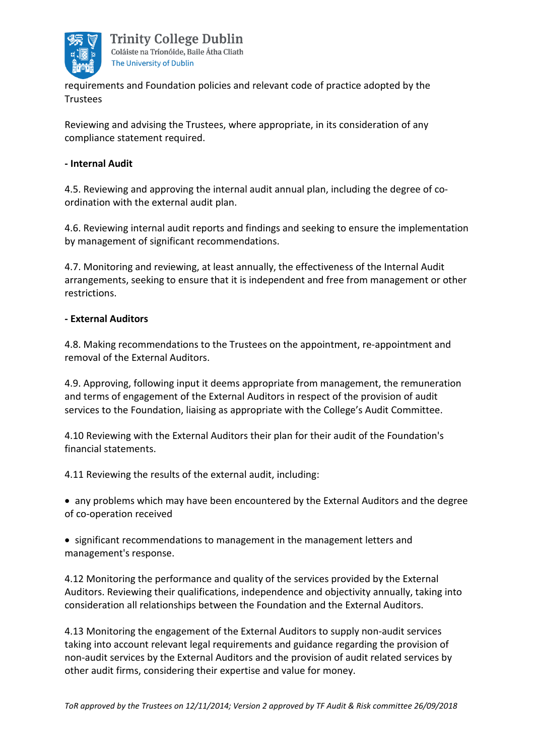requirements and Foundation policies and relevant code of practice adopted by the Trustees

Reviewing and advising the Trustees, where appropriate, in its consideration of any compliance statement required.

**- Internal Audit**

4.5. Reviewing and approving the internal audit annual plan, including the degree of co-ordination with the external audit plan.

4.6. Reviewing internal audit reports and findings and seeking to ensure the implementation by management of significant recommendations.

4.7. Monitoring and reviewing, at least annually, the effectiveness of the Internal Audit arrangements, seeking to ensure that it is independent and free from management or other restrictions.

**- External Auditors**

4.8. Making recommendations to the Trustees on the appointment, re-appointment and removal of the External Auditors.

4.9. Approving, following input it deems appropriate from management, the remuneration and terms of engagement of the External Auditors in respect of the provision of audit services to the Foundation, liaising as appropriate with the College's Audit Committee.

4.10 Reviewing with the External Auditors their plan for their audit of the Foundation's financial statements.

4.11 Reviewing the results of the external audit, including:

- any problems which may have been encountered by the External Auditors and the degree of co-operation received

- significant recommendations to management in the management letters and management's response.

4.12 Monitoring the performance and quality of the services provided by the External Auditors. Reviewing their qualifications, independence and objectivity annually, taking into consideration all relationships between the Foundation and the External Auditors.

4.13 Monitoring the engagement of the External Auditors to supply non-audit services taking into account relevant legal requirements and guidance regarding the provision of non-audit services by the External Auditors and the provision of audit related services by other audit firms, considering their expertise and value for money.

*ToR approved by the Trustees on 12/11/2014; Version 2 approved by TF Audit & Risk committee 26/09/2018*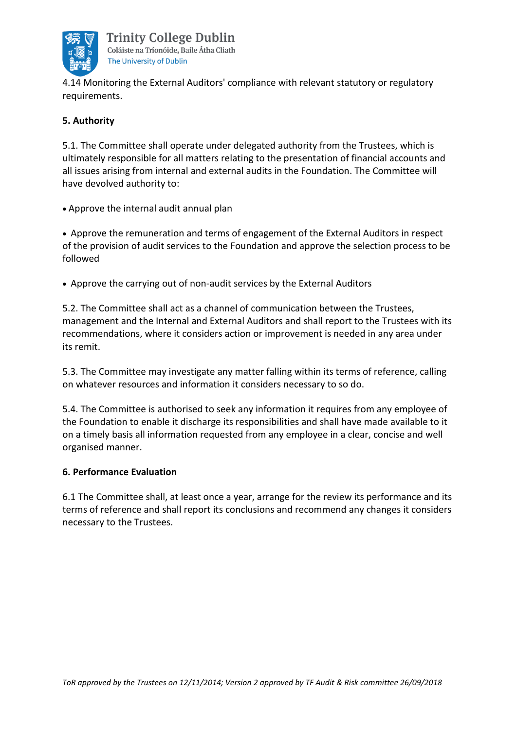4.14 Monitoring the External Auditors' compliance with relevant statutory or regulatory requirements.

**5. Authority**

5.1. The Committee shall operate under delegated authority from the Trustees, which is ultimately responsible for all matters relating to the presentation of financial accounts and all issues arising from internal and external audits in the Foundation. The Committee will have devolved authority to:

- Approve the internal audit annual plan
- Approve the remuneration and terms of engagement of the External Auditors in respect of the provision of audit services to the Foundation and approve the selection process to be followed
- Approve the carrying out of non-audit services by the External Auditors

5.2. The Committee shall act as a channel of communication between the Trustees, management and the Internal and External Auditors and shall report to the Trustees with its recommendations, where it considers action or improvement is needed in any area under its remit.

5.3. The Committee may investigate any matter falling within its terms of reference, calling on whatever resources and information it considers necessary to so do.

5.4. The Committee is authorised to seek any information it requires from any employee of the Foundation to enable it discharge its responsibilities and shall have made available to it on a timely basis all information requested from any employee in a clear, concise and well organised manner.

**6. Performance Evaluation**

6.1 The Committee shall, at least once a year, arrange for the review its performance and its terms of reference and shall report its conclusions and recommend any changes it considers necessary to the Trustees.

*ToR approved by the Trustees on 12/11/2014; Version 2 approved by TF Audit & Risk committee 26/09/2018*